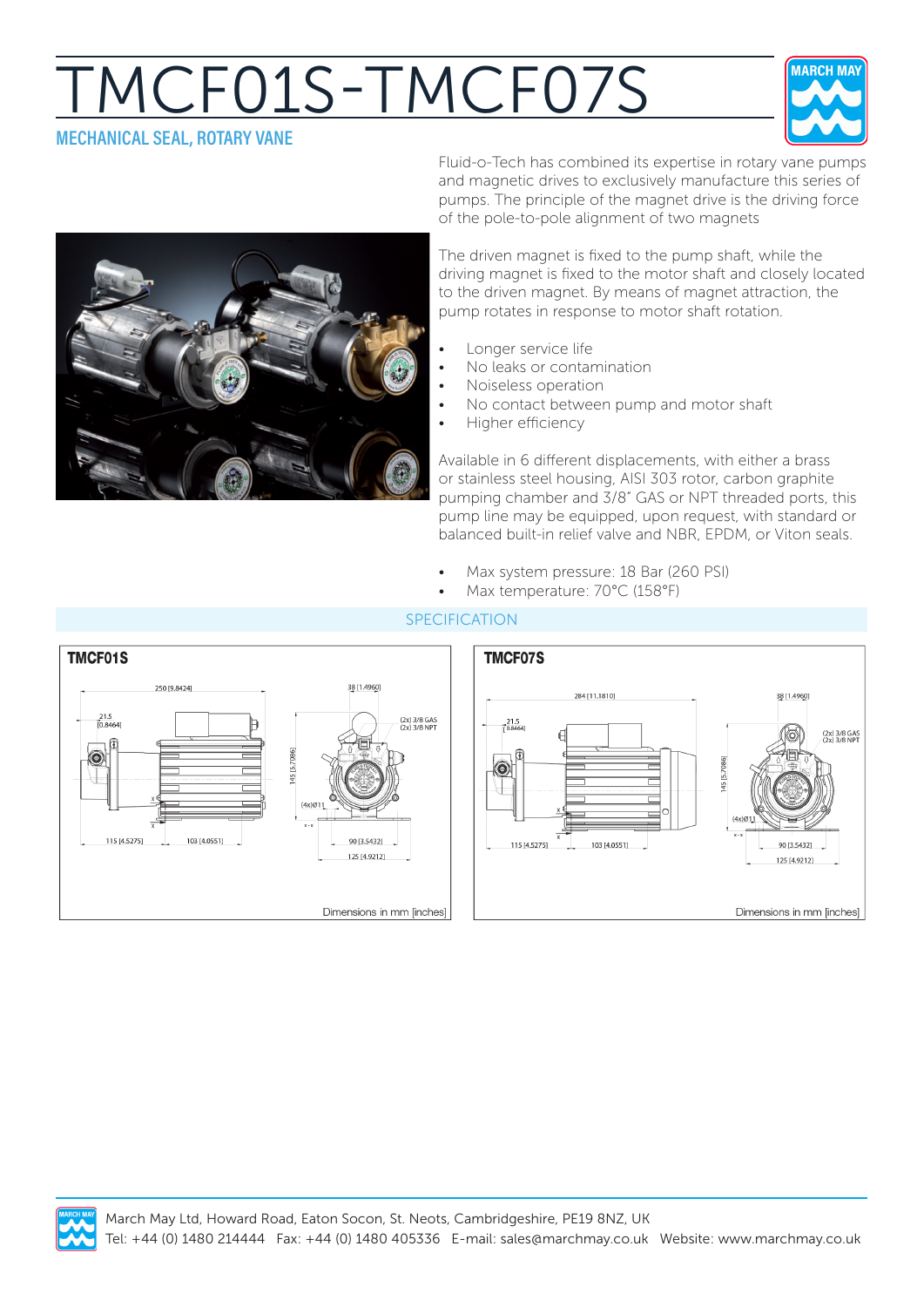# TMCF01S-TMCF07S

## MECHANICAL SEAL, ROTARY VANE

Fluid-o-Tech has combined its expertise in rotary vane pumps and magnetic drives to exclusively manufacture this series of pumps. The principle of the magnet drive is the driving force of the pole-to-pole alignment of two magnets

The driven magnet is fixed to the pump shaft, while the driving magnet is fixed to the motor shaft and closely located to the driven magnet. By means of magnet attraction, the pump rotates in response to motor shaft rotation.

- Longer service life
- No leaks or contamination
- Noiseless operation
- No contact between pump and motor shaft
- Higher efficiency

Available in 6 different displacements, with either a brass or stainless steel housing, AISI 303 rotor, carbon graphite pumping chamber and 3/8" GAS or NPT threaded ports, this pump line may be equipped, upon request, with standard or balanced built-in relief valve and NBR, EPDM, or Viton seals.

- Max system pressure: 18 Bar (260 PSI)
- Max temperature: 70°C (158°F)

## SPECIFICATION

### TMCF01S

250 [9.8424]; 21.5 [0.8464]; 115 [4.5275]; 103 [4.0551]; 38 [1.4960]; (2x) 3/8 GAS (2x) 3/8 NPT; 145 [5.7086]; (4x)Ø11; 90 [3.5432]; 125 [4.9212]

Dimensions in mm [inches]

### TMCF07S

284 [11.1810]; 21.5 [0.8464]; 115 [4.5275]; 103 [4.0551]; 38 [1.4960]; (2x) 3/8 GAS (2x) 3/8 NPT; 145 [5.7086]; (4x)Ø11; 90 [3.5432]; 125 [4.9212]

Dimensions in mm [inches]

March May Ltd, Howard Road, Eaton Socon, St. Neots, Cambridgeshire, PE19 8NZ, UK
Tel: +44 (0) 1480 214444 Fax: +44 (0) 1480 405336 E-mail: sales@marchmay.co.uk Website: www.marchmay.co.uk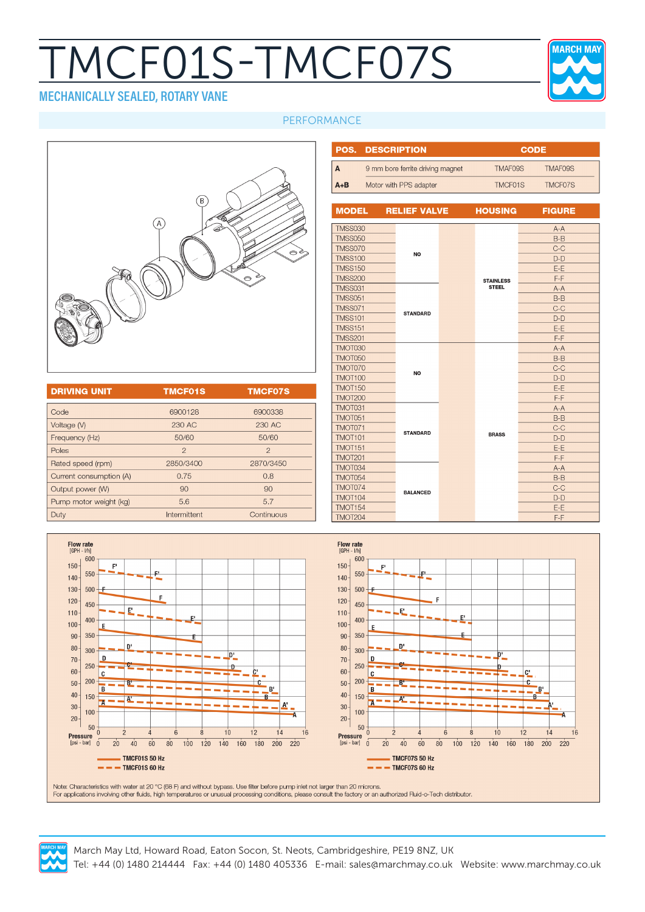# TMCF01S-TMCF07S

## MECHANICALLY SEALED, ROTARY VANE

### PERFORMANCE

A

B

| POS. | DESCRIPTION | CODE | |
|---|---|---|---|
| A | 9 mm bore ferrite driving magnet | TMAF09S | TMAF09S |
| A+B | Motor with PPS adapter | TMCF01S | TMCF07S |

| MODEL | RELIEF VALVE | HOUSING | FIGURE |
|---|---|---|---|
| TMSS030 | NO | STAINLESS STEEL | A-A |
| TMSS050 | NO | STAINLESS STEEL | B-B |
| TMSS070 | NO | STAINLESS STEEL | C-C |
| TMSS100 | NO | STAINLESS STEEL | D-D |
| TMSS150 | NO | STAINLESS STEEL | E-E |
| TMSS200 | NO | STAINLESS STEEL | F-F |
| TMSS031 | STANDARD | STAINLESS STEEL | A-A |
| TMSS051 | STANDARD | STAINLESS STEEL | B-B |
| TMSS071 | STANDARD | STAINLESS STEEL | C-C |
| TMSS101 | STANDARD | STAINLESS STEEL | D-D |
| TMSS151 | STANDARD | STAINLESS STEEL | E-E |
| TMSS201 | STANDARD | STAINLESS STEEL | F-F |
| TMOT030 | NO | BRASS | A-A |
| TMOT050 | NO | BRASS | B-B |
| TMOT070 | NO | BRASS | C-C |
| TMOT100 | NO | BRASS | D-D |
| TMOT150 | NO | BRASS | E-E |
| TMOT200 | NO | BRASS | F-F |
| TMOT031 | STANDARD | BRASS | A-A |
| TMOT051 | STANDARD | BRASS | B-B |
| TMOT071 | STANDARD | BRASS | C-C |
| TMOT101 | STANDARD | BRASS | D-D |
| TMOT151 | STANDARD | BRASS | E-E |
| TMOT201 | STANDARD | BRASS | F-F |
| TMOT034 | BALANCED | BRASS | A-A |
| TMOT054 | BALANCED | BRASS | B-B |
| TMOT074 | BALANCED | BRASS | C-C |
| TMOT104 | BALANCED | BRASS | D-D |
| TMOT154 | BALANCED | BRASS | E-E |
| TMOT204 | BALANCED | BRASS | F-F |

| DRIVING UNIT | TMCF01S | TMCF07S |
|---|---|---|
| Code | 6900128 | 6900338 |
| Voltage (V) | 230 AC | 230 AC |
| Frequency (Hz) | 50/60 | 50/60 |
| Poles | 2 | 2 |
| Rated speed (rpm) | 2850/3400 | 2870/3450 |
| Current consumption (A) | 0.75 | 0.8 |
| Output power (W) | 90 | 90 |
| Pump motor weight (kg) | 5.6 | 5.7 |
| Duty | Intermittent | Continuous |

Flow rate
[GPH - l/h]
150, 140, 130, 120, 110, 100, 90, 80, 70, 60, 50, 40, 30, 20
600, 550, 500, 450, 400, 350, 300, 250, 200, 150, 100, 50
Pressure
[psi - bar]
0, 2, 4, 6, 8, 10, 12, 14, 16
0, 20, 40, 60, 80, 100, 120, 140, 160, 180, 200, 220
A, A', B, B', C, C', D, D', E, E', F, F'
TMCF01S 50 Hz
TMCF01S 60 Hz

Flow rate
[GPH - l/h]
150, 140, 130, 120, 110, 100, 90, 80, 70, 60, 50, 40, 30, 20
600, 550, 500, 450, 400, 350, 300, 250, 200, 150, 100, 50
Pressure
[psi - bar]
0, 2, 4, 6, 8, 10, 12, 14, 16
0, 20, 40, 60, 80, 100, 120, 140, 160, 180, 200, 220
A, A', B, B', C, C', D, D', E, E', F, F'
TMCF07S 50 Hz
TMCF07S 60 Hz

Note: Characteristics with water at 20 °C (68 F) and without bypass. Use filter before pump inlet not larger than 20 microns.
For applications involving other fluids, high temperatures or unusual processing conditions, please consult the factory or an authorized Fluid-o-Tech distributor.

March May Ltd, Howard Road, Eaton Socon, St. Neots, Cambridgeshire, PE19 8NZ, UK
Tel: +44 (0) 1480 214444 Fax: +44 (0) 1480 405336 E-mail: sales@marchmay.co.uk Website: www.marchmay.co.uk